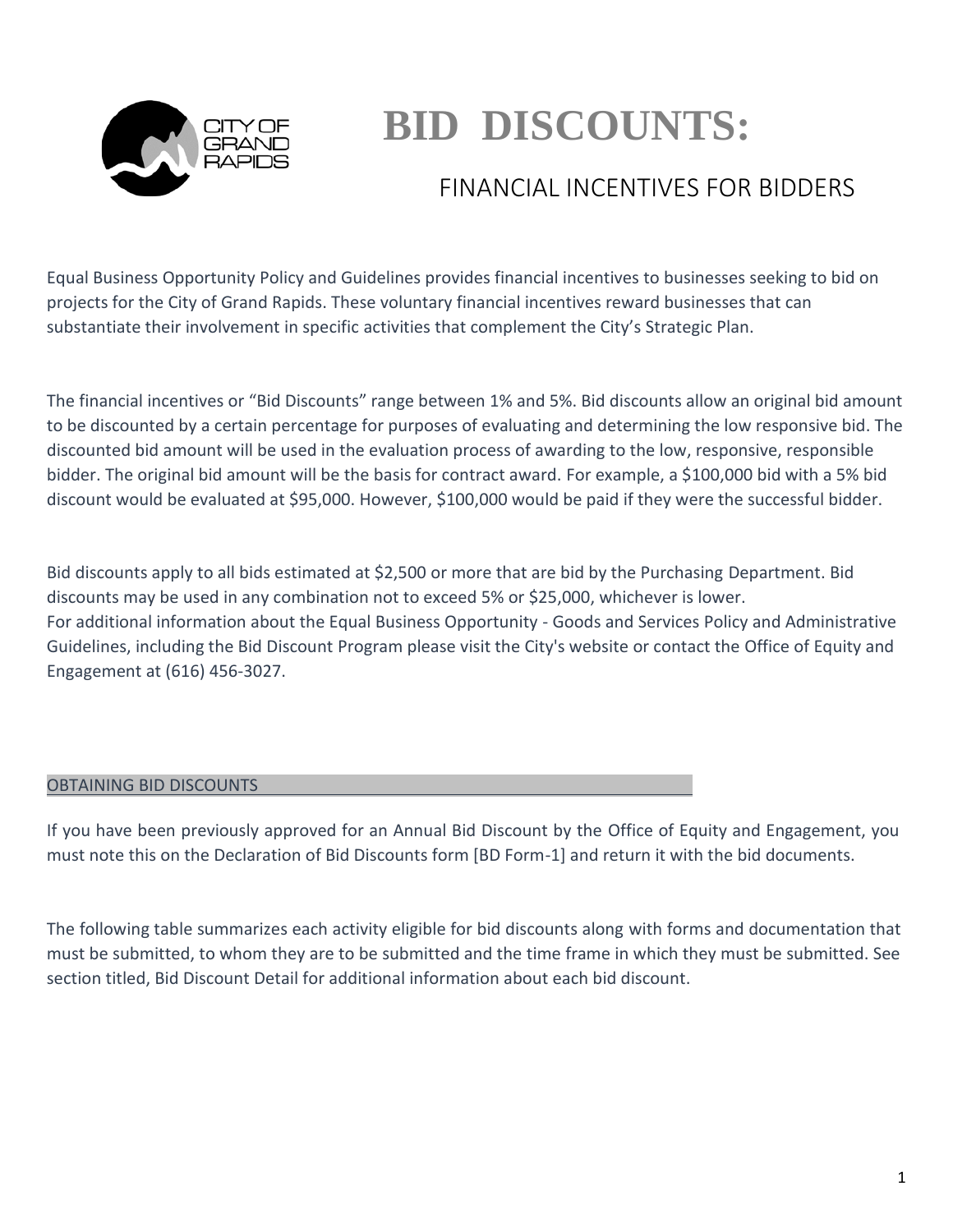# BID DISCOUNTS:

## FINANCIAL INCENTIVES FOR BIDDERS

Equal Business Opportunity Policy and Guidelines provides financial incentives to businesses seeking to bid on projects for the City of Grand Rapids. These voluntary financial incentives reward businesses that can substantiate their involvement in specific activities that complement the City's Strategic Plan.

The financial incentives or "Bid Discounts" range between 1% and 5%. Bid discounts allow an original bid amount to be discounted by a certain percentage for purposes of evaluating and determining the low responsive bid. The discounted bid amount will be used in the evaluation process of awarding to the low, responsive, responsible bidder. The original bid amount will be the basis for contract award. For example, a $100,000 bid with a 5% bid discount would be evaluated at $95,000. However, $100,000 would be paid if they were the successful bidder.

Bid discounts apply to all bids estimated at $2,500 or more that are bid by the Purchasing Department. Bid discounts may be used in any combination not to exceed 5% or $25,000, whichever is lower.
For additional information about the Equal Business Opportunity - Goods and Services Policy and Administrative Guidelines, including the Bid Discount Program please visit the City's website or contact the Office of Equity and Engagement at (616) 456-3027.

### OBTAINING BID DISCOUNTS

If you have been previously approved for an Annual Bid Discount by the Office of Equity and Engagement, you must note this on the Declaration of Bid Discounts form [BD Form-1] and return it with the bid documents.

The following table summarizes each activity eligible for bid discounts along with forms and documentation that must be submitted, to whom they are to be submitted and the time frame in which they must be submitted. See section titled, Bid Discount Detail for additional information about each bid discount.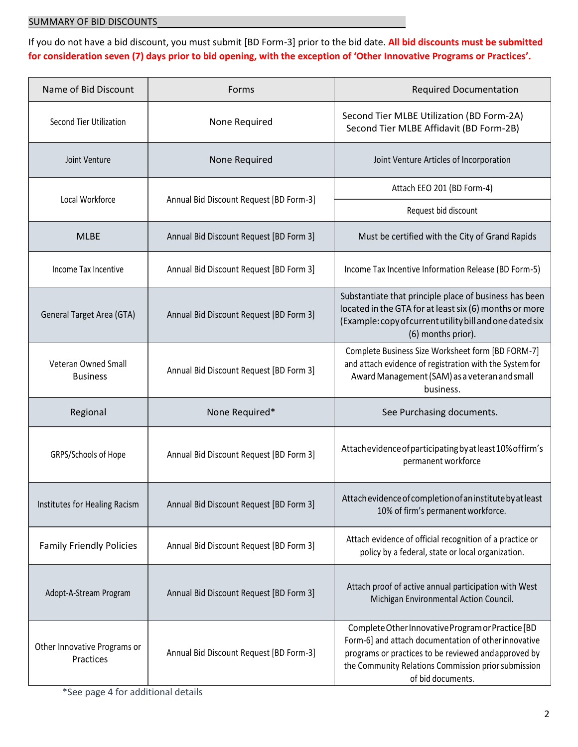SUMMARY OF BID DISCOUNTS

If you do not have a bid discount, you must submit [BD Form-3] prior to the bid date. **All bid discounts must be submitted for consideration seven (7) days prior to bid opening, with the exception of 'Other Innovative Programs or Practices'.**

| Name of Bid Discount | Forms | Required Documentation |
|---|---|---|
| Second Tier Utilization | None Required | Second Tier MLBE Utilization (BD Form-2A) Second Tier MLBE Affidavit (BD Form-2B) |
| Joint Venture | None Required | Joint Venture Articles of Incorporation |
| Local Workforce | Annual Bid Discount Request [BD Form-3] | Attach EEO 201 (BD Form-4) |
| | | Request bid discount |
| MLBE | Annual Bid Discount Request [BD Form 3] | Must be certified with the City of Grand Rapids |
| Income Tax Incentive | Annual Bid Discount Request [BD Form 3] | Income Tax Incentive Information Release (BD Form-5) |
| General Target Area (GTA) | Annual Bid Discount Request [BD Form 3] | Substantiate that principle place of business has been located in the GTA for at least six (6) months or more (Example: copy of current utility bill and one dated six (6) months prior). |
| Veteran Owned Small Business | Annual Bid Discount Request [BD Form 3] | Complete Business Size Worksheet form [BD FORM-7] and attach evidence of registration with the System for Award Management (SAM) as a veteran and small business. |
| Regional | None Required* | See Purchasing documents. |
| GRPS/Schools of Hope | Annual Bid Discount Request [BD Form 3] | Attach evidence of participating by at least 10% of firm's permanent workforce |
| Institutes for Healing Racism | Annual Bid Discount Request [BD Form 3] | Attach evidence of completion of an institute by at least 10% of firm's permanent workforce. |
| Family Friendly Policies | Annual Bid Discount Request [BD Form 3] | Attach evidence of official recognition of a practice or policy by a federal, state or local organization. |
| Adopt-A-Stream Program | Annual Bid Discount Request [BD Form 3] | Attach proof of active annual participation with West Michigan Environmental Action Council. |
| Other Innovative Programs or Practices | Annual Bid Discount Request [BD Form-3] | Complete Other Innovative Program or Practice [BD Form-6] and attach documentation of other innovative programs or practices to be reviewed and approved by the Community Relations Commission prior submission of bid documents. |

*See page 4 for additional details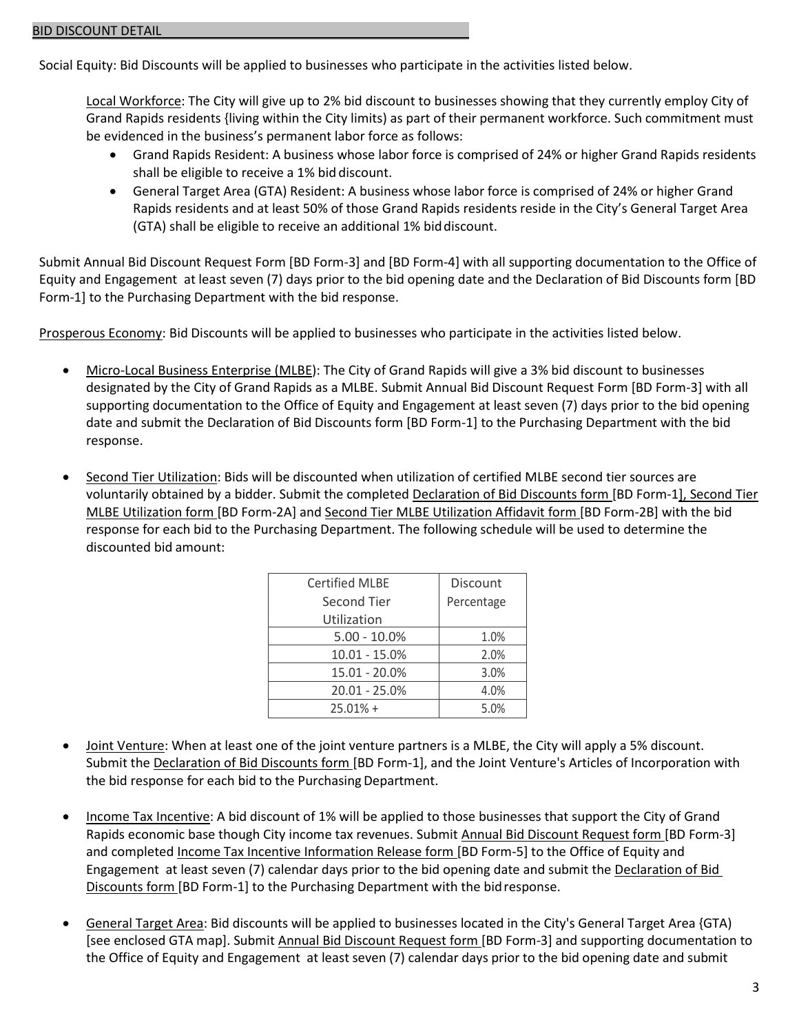BID DISCOUNT DETAIL

Social Equity: Bid Discounts will be applied to businesses who participate in the activities listed below.

Local Workforce: The City will give up to 2% bid discount to businesses showing that they currently employ City of Grand Rapids residents {living within the City limits) as part of their permanent workforce. Such commitment must be evidenced in the business's permanent labor force as follows:

- Grand Rapids Resident: A business whose labor force is comprised of 24% or higher Grand Rapids residents shall be eligible to receive a 1% bid discount.
- General Target Area (GTA) Resident: A business whose labor force is comprised of 24% or higher Grand Rapids residents and at least 50% of those Grand Rapids residents reside in the City's General Target Area (GTA) shall be eligible to receive an additional 1% bid discount.

Submit Annual Bid Discount Request Form [BD Form-3] and [BD Form-4] with all supporting documentation to the Office of Equity and Engagement at least seven (7) days prior to the bid opening date and the Declaration of Bid Discounts form [BD Form-1] to the Purchasing Department with the bid response.

Prosperous Economy: Bid Discounts will be applied to businesses who participate in the activities listed below.

- Micro-Local Business Enterprise (MLBE): The City of Grand Rapids will give a 3% bid discount to businesses designated by the City of Grand Rapids as a MLBE. Submit Annual Bid Discount Request Form [BD Form-3] with all supporting documentation to the Office of Equity and Engagement at least seven (7) days prior to the bid opening date and submit the Declaration of Bid Discounts form [BD Form-1] to the Purchasing Department with the bid response.

- Second Tier Utilization: Bids will be discounted when utilization of certified MLBE second tier sources are voluntarily obtained by a bidder. Submit the completed Declaration of Bid Discounts form [BD Form-1], Second Tier MLBE Utilization form [BD Form-2A] and Second Tier MLBE Utilization Affidavit form [BD Form-2B] with the bid response for each bid to the Purchasing Department. The following schedule will be used to determine the discounted bid amount:

| Certified MLBE Second Tier Utilization | Discount Percentage |
|---|---|
| 5.00 - 10.0% | 1.0% |
| 10.01 - 15.0% | 2.0% |
| 15.01 - 20.0% | 3.0% |
| 20.01 - 25.0% | 4.0% |
| 25.01% + | 5.0% |

- Joint Venture: When at least one of the joint venture partners is a MLBE, the City will apply a 5% discount. Submit the Declaration of Bid Discounts form [BD Form-1], and the Joint Venture's Articles of Incorporation with the bid response for each bid to the Purchasing Department.

- Income Tax Incentive: A bid discount of 1% will be applied to those businesses that support the City of Grand Rapids economic base though City income tax revenues. Submit Annual Bid Discount Request form [BD Form-3] and completed Income Tax Incentive Information Release form [BD Form-5] to the Office of Equity and Engagement at least seven (7) calendar days prior to the bid opening date and submit the Declaration of Bid Discounts form [BD Form-1] to the Purchasing Department with the bid response.

- General Target Area: Bid discounts will be applied to businesses located in the City's General Target Area {GTA) [see enclosed GTA map]. Submit Annual Bid Discount Request form [BD Form-3] and supporting documentation to the Office of Equity and Engagement at least seven (7) calendar days prior to the bid opening date and submit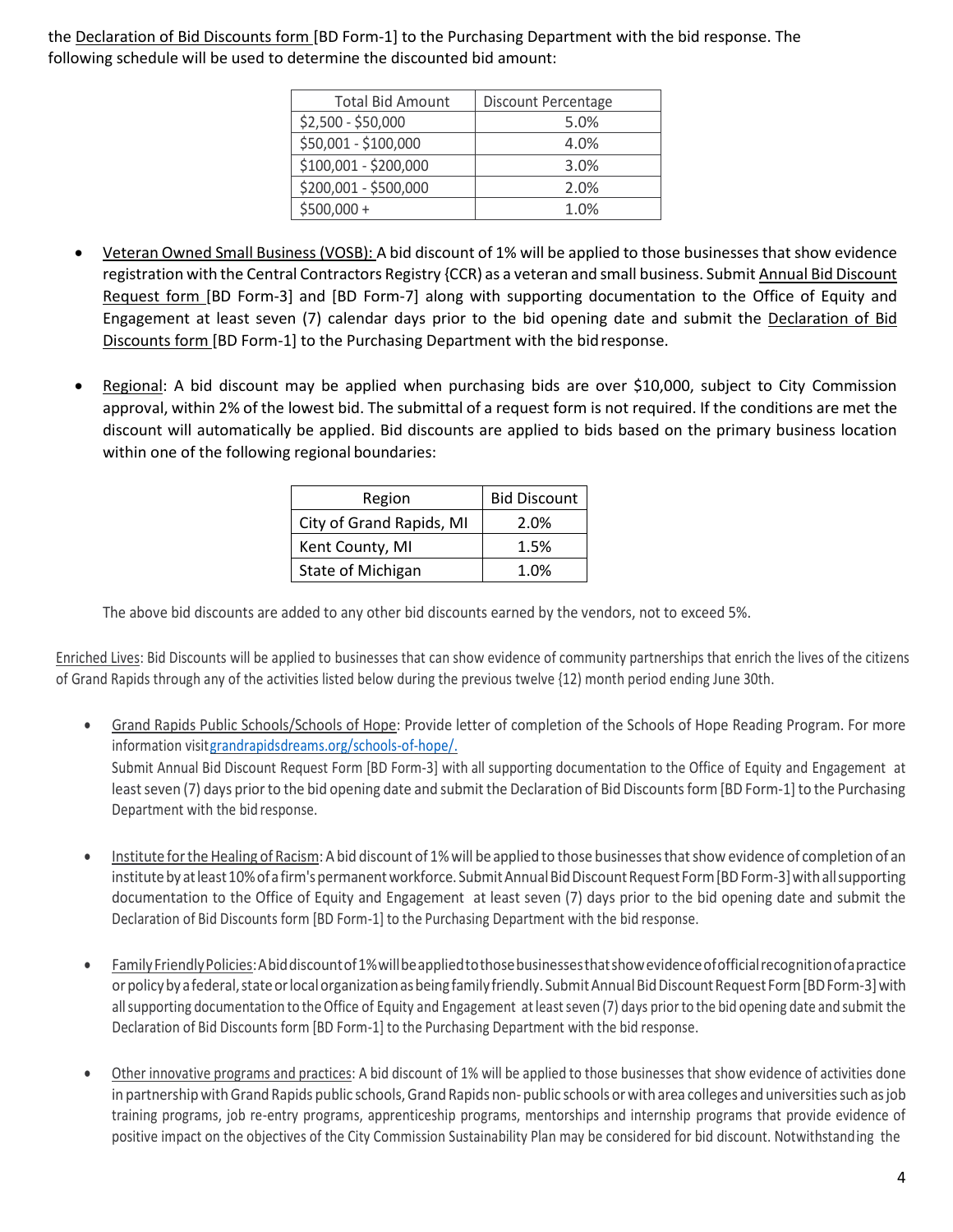the Declaration of Bid Discounts form [BD Form-1] to the Purchasing Department with the bid response. The following schedule will be used to determine the discounted bid amount:

| Total Bid Amount | Discount Percentage |
|---|---|
| $2,500 - $50,000 | 5.0% |
| $50,001 - $100,000 | 4.0% |
| $100,001 - $200,000 | 3.0% |
| $200,001 - $500,000 | 2.0% |
| $500,000 + | 1.0% |

- Veteran Owned Small Business (VOSB): A bid discount of 1% will be applied to those businesses that show evidence registration with the Central Contractors Registry {CCR) as a veteran and small business. Submit Annual Bid Discount Request form [BD Form-3] and [BD Form-7] along with supporting documentation to the Office of Equity and Engagement at least seven (7) calendar days prior to the bid opening date and submit the Declaration of Bid Discounts form [BD Form-1] to the Purchasing Department with the bid response.

- Regional: A bid discount may be applied when purchasing bids are over $10,000, subject to City Commission approval, within 2% of the lowest bid. The submittal of a request form is not required. If the conditions are met the discount will automatically be applied. Bid discounts are applied to bids based on the primary business location within one of the following regional boundaries:

| Region | Bid Discount |
|---|---|
| City of Grand Rapids, MI | 2.0% |
| Kent County, MI | 1.5% |
| State of Michigan | 1.0% |

The above bid discounts are added to any other bid discounts earned by the vendors, not to exceed 5%.

Enriched Lives: Bid Discounts will be applied to businesses that can show evidence of community partnerships that enrich the lives of the citizens of Grand Rapids through any of the activities listed below during the previous twelve {12) month period ending June 30th.

- Grand Rapids Public Schools/Schools of Hope: Provide letter of completion of the Schools of Hope Reading Program. For more information visit grandrapidsdreams.org/schools-of-hope/.
  Submit Annual Bid Discount Request Form [BD Form-3] with all supporting documentation to the Office of Equity and Engagement at least seven (7) days prior to the bid opening date and submit the Declaration of Bid Discounts form [BD Form-1] to the Purchasing Department with the bid response.

- Institute for the Healing of Racism: A bid discount of 1% will be applied to those businesses that show evidence of completion of an institute by at least 10% of a firm's permanent workforce. Submit Annual Bid Discount Request Form [BD Form-3] with all supporting documentation to the Office of Equity and Engagement at least seven (7) days prior to the bid opening date and submit the Declaration of Bid Discounts form [BD Form-1] to the Purchasing Department with the bid response.

- Family Friendly Policies: A bid discount of 1% will be applied to those businesses that show evidence of official recognition of a practice or policy by a federal, state or local organization as being family friendly. Submit Annual Bid Discount Request Form [BD Form-3] with all supporting documentation to the Office of Equity and Engagement at least seven (7) days prior to the bid opening date and submit the Declaration of Bid Discounts form [BD Form-1] to the Purchasing Department with the bid response.

- Other innovative programs and practices: A bid discount of 1% will be applied to those businesses that show evidence of activities done in partnership with Grand Rapids public schools, Grand Rapids non- public schools or with area colleges and universities such as job training programs, job re-entry programs, apprenticeship programs, mentorships and internship programs that provide evidence of positive impact on the objectives of the City Commission Sustainability Plan may be considered for bid discount. Notwithstanding the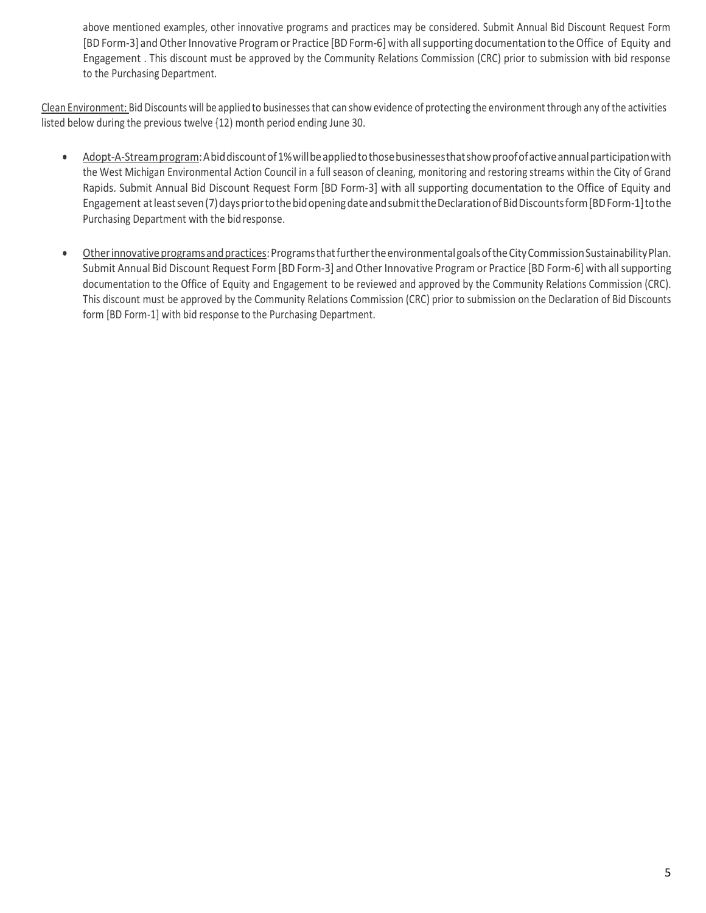above mentioned examples, other innovative programs and practices may be considered. Submit Annual Bid Discount Request Form [BD Form-3] and Other Innovative Program or Practice [BD Form-6] with all supporting documentation to the Office of Equity and Engagement . This discount must be approved by the Community Relations Commission (CRC) prior to submission with bid response to the Purchasing Department.

<u>Clean Environment:</u> Bid Discounts will be applied to businesses that can show evidence of protecting the environment through any of the activities listed below during the previous twelve {12) month period ending June 30.

- <u>Adopt-A-Stream program</u>: A bid discount of 1% will be applied to those businesses that show proof of active annual participation with the West Michigan Environmental Action Council in a full season of cleaning, monitoring and restoring streams within the City of Grand Rapids. Submit Annual Bid Discount Request Form [BD Form-3] with all supporting documentation to the Office of Equity and Engagement at least seven (7) days prior to the bid opening date and submit the Declaration of Bid Discounts form [BD Form-1] to the Purchasing Department with the bid response.

- <u>Other innovative programs and practices</u>: Programs that further the environmental goals of the City Commission Sustainability Plan. Submit Annual Bid Discount Request Form [BD Form-3] and Other Innovative Program or Practice [BD Form-6] with all supporting documentation to the Office of Equity and Engagement to be reviewed and approved by the Community Relations Commission (CRC). This discount must be approved by the Community Relations Commission (CRC) prior to submission on the Declaration of Bid Discounts form [BD Form-1] with bid response to the Purchasing Department.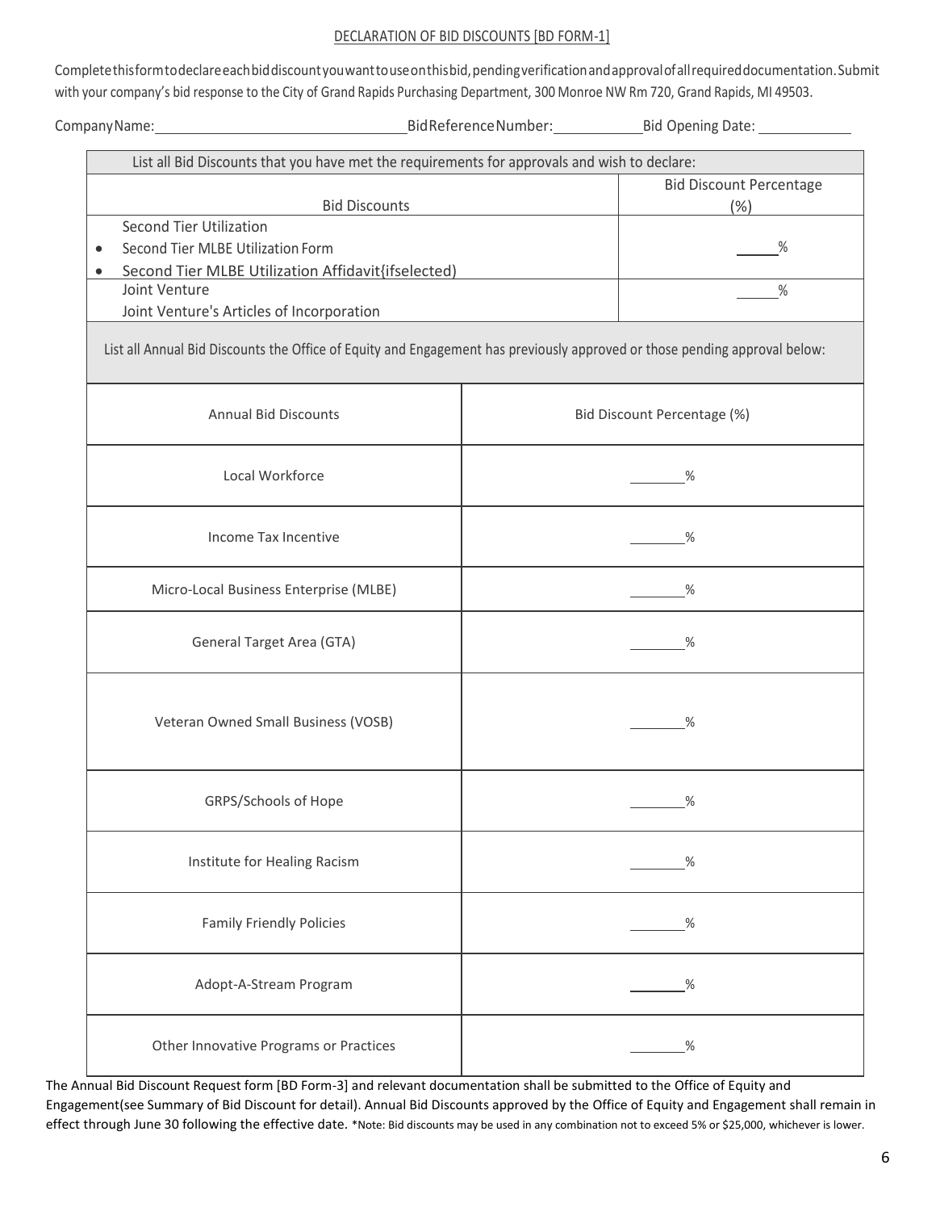DECLARATION OF BID DISCOUNTS [BD FORM-1]

Complete this form to declare each bid discount you want to use on this bid, pending verification and approval of all required documentation. Submit with your company's bid response to the City of Grand Rapids Purchasing Department, 300 Monroe NW Rm 720, Grand Rapids, MI 49503.

Company Name: ______________________ Bid Reference Number: __________ Bid Opening Date: __________

| List all Bid Discounts that you have met the requirements for approvals and wish to declare: | |
|---|---|
| Bid Discounts | Bid Discount Percentage (%) |
| Second Tier Utilization<br>• Second Tier MLBE Utilization Form<br>• Second Tier MLBE Utilization Affidavit(if selected) | _____% |
| Joint Venture<br>Joint Venture's Articles of Incorporation | _____% |

List all Annual Bid Discounts the Office of Equity and Engagement has previously approved or those pending approval below:

| Annual Bid Discounts | Bid Discount Percentage (%) |
|---|---|
| Local Workforce | _____% |
| Income Tax Incentive | _____% |
| Micro-Local Business Enterprise (MLBE) | _____% |
| General Target Area (GTA) | _____% |
| Veteran Owned Small Business (VOSB) | _____% |
| GRPS/Schools of Hope | _____% |
| Institute for Healing Racism | _____% |
| Family Friendly Policies | _____% |
| Adopt-A-Stream Program | _____% |
| Other Innovative Programs or Practices | _____% |

The Annual Bid Discount Request form [BD Form-3] and relevant documentation shall be submitted to the Office of Equity and Engagement(see Summary of Bid Discount for detail). Annual Bid Discounts approved by the Office of Equity and Engagement shall remain in effect through June 30 following the effective date. *Note: Bid discounts may be used in any combination not to exceed 5% or $25,000, whichever is lower.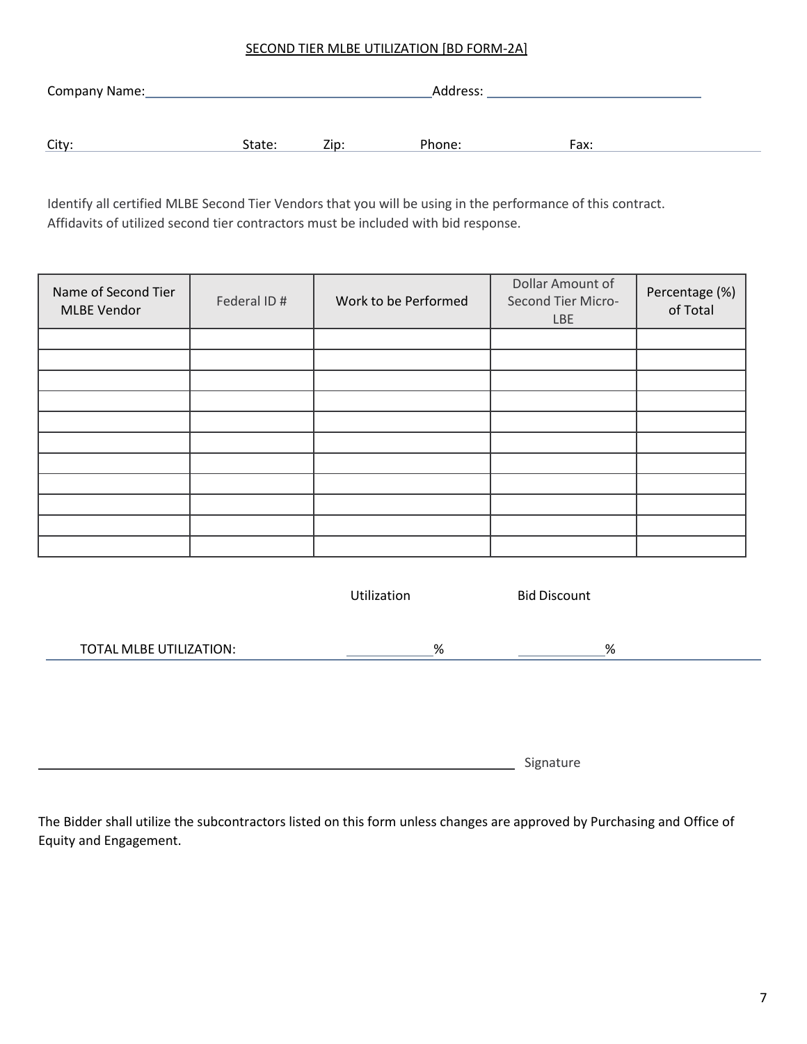## SECOND TIER MLBE UTILIZATION [BD FORM-2A]

Company Name:______________________________ Address: ______________________

City: State: Zip: Phone: Fax:

Identify all certified MLBE Second Tier Vendors that you will be using in the performance of this contract. Affidavits of utilized second tier contractors must be included with bid response.

| Name of Second Tier MLBE Vendor | Federal ID # | Work to be Performed | Dollar Amount of Second Tier Micro-LBE | Percentage (%) of Total |
|---|---|---|---|---|
| | | | | |
| | | | | |
| | | | | |
| | | | | |
| | | | | |
| | | | | |
| | | | | |
| | | | | |
| | | | | |
| | | | | |
| | | | | |

| | Utilization | Bid Discount |
|---|---|---|
| TOTAL MLBE UTILIZATION: | ________% | ________% |

______________________________________________ Signature

The Bidder shall utilize the subcontractors listed on this form unless changes are approved by Purchasing and Office of Equity and Engagement.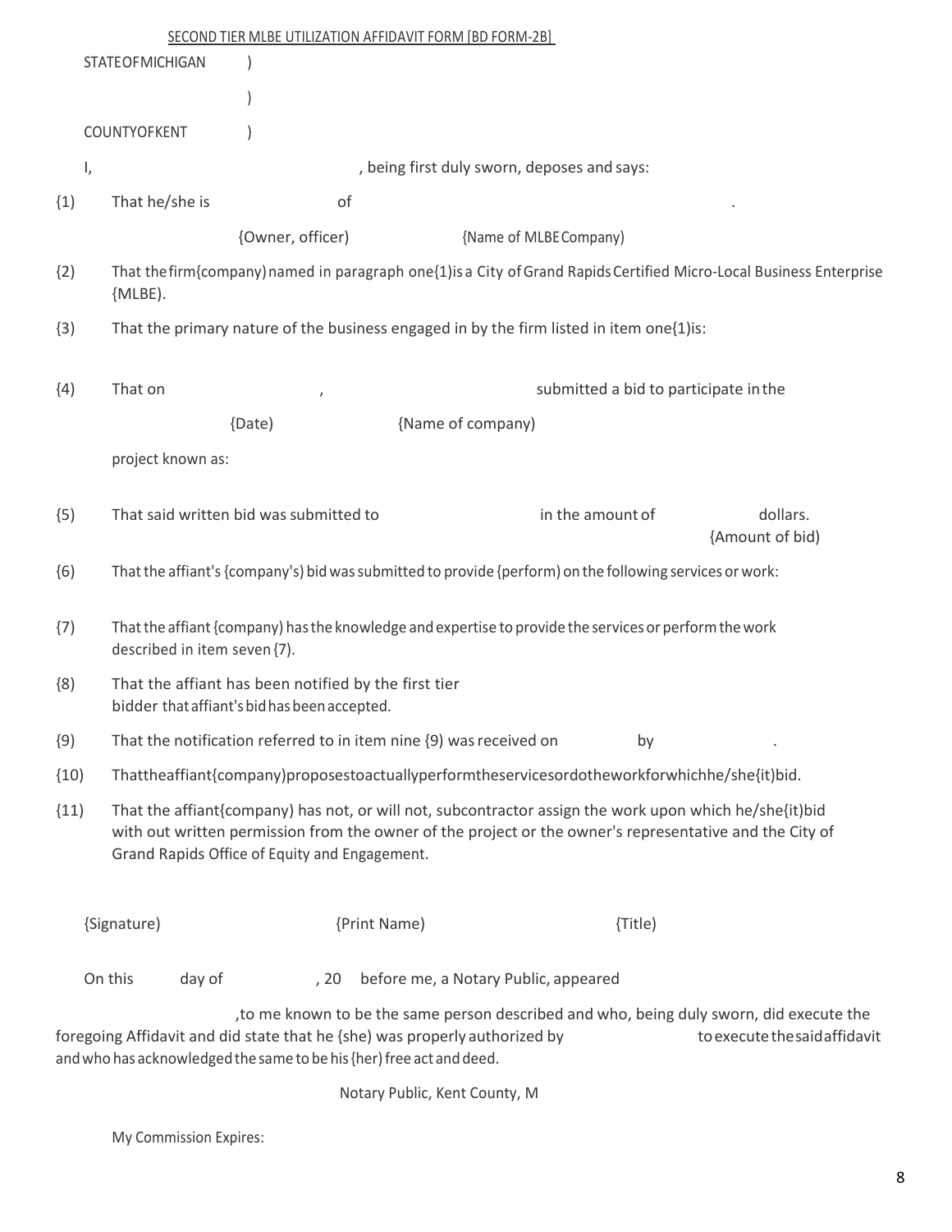SECOND TIER MLBE UTILIZATION AFFIDAVIT FORM [BD FORM-2B]

STATEOFMICHIGAN )

)

COUNTYOFKENT )

I, , being first duly sworn, deposes and says:

{1} That he/she is of .

{Owner, officer) {Name of MLBE Company)

{2} That the firm{company) named in paragraph one{1)is a City of Grand Rapids Certified Micro-Local Business Enterprise {MLBE).

{3} That the primary nature of the business engaged in by the firm listed in item one{1)is:

{4} That on , submitted a bid to participate in the

{Date) {Name of company)

project known as:

{5} That said written bid was submitted to in the amount of dollars.
{Amount of bid)

{6} That the affiant's {company's) bid was submitted to provide {perform) on the following services or work:

{7} That the affiant {company) has the knowledge and expertise to provide the services or perform the work described in item seven {7).

{8} That the affiant has been notified by the first tier bidder that affiant's bid has been accepted.

{9} That the notification referred to in item nine {9) was received on by .

{10} Thattheaffiant{company)proposestoactuallyperformtheservicesordotheworkforwhichhe/she{it)bid.

{11} That the affiant{company) has not, or will not, subcontractor assign the work upon which he/she{it)bid with out written permission from the owner of the project or the owner's representative and the City of Grand Rapids Office of Equity and Engagement.

{Signature) {Print Name) {Title)

On this day of , 20 before me, a Notary Public, appeared

,to me known to be the same person described and who, being duly sworn, did execute the foregoing Affidavit and did state that he {she) was properly authorized by to execute the said affidavit and who has acknowledged the same to be his {her) free act and deed.

Notary Public, Kent County, M

My Commission Expires: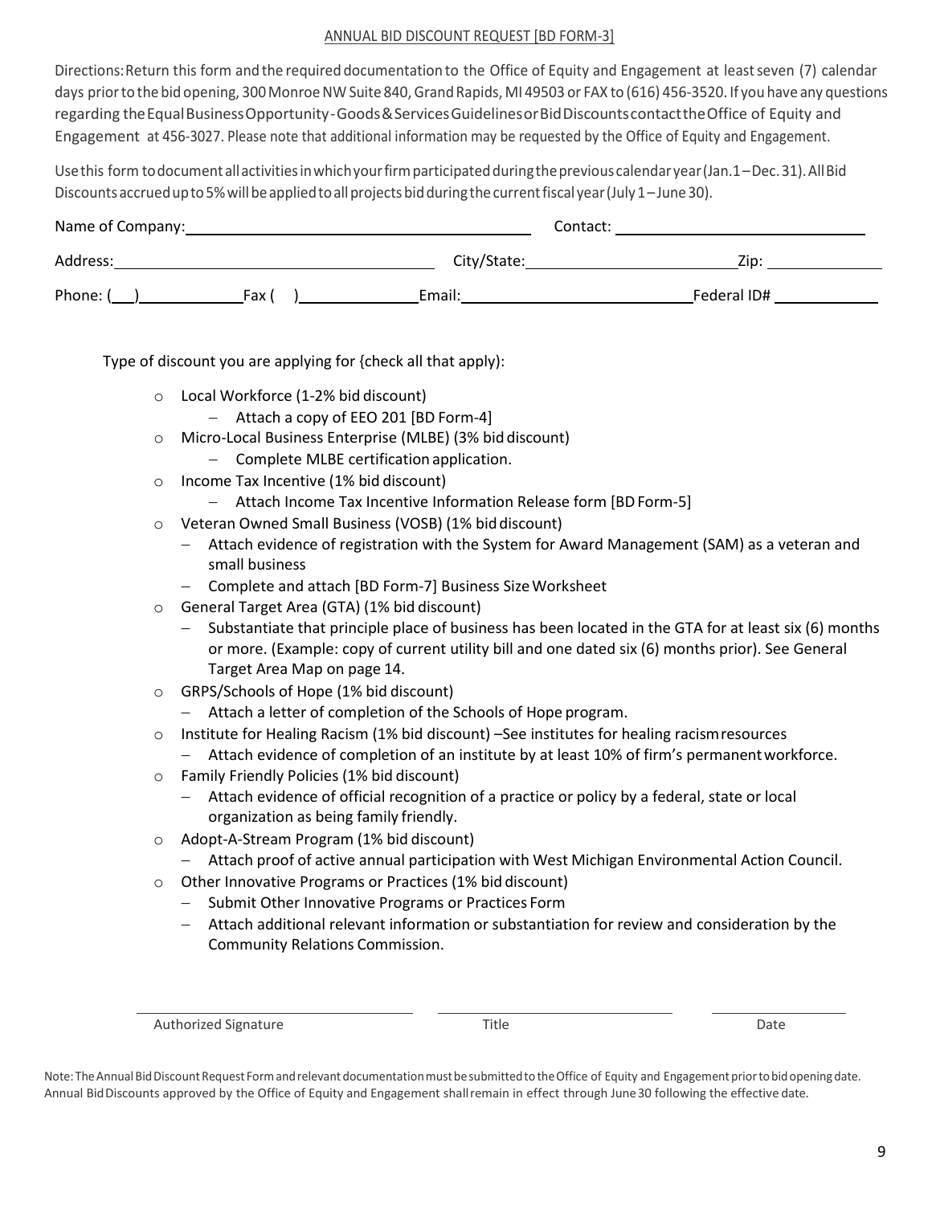## ANNUAL BID DISCOUNT REQUEST [BD FORM-3]

Directions: Return this form and the required documentation to the Office of Equity and Engagement at least seven (7) calendar days prior to the bid opening, 300 Monroe NW Suite 840, Grand Rapids, MI 49503 or FAX to (616) 456-3520. If you have any questions regarding the Equal Business Opportunity-Goods & Services Guidelines or Bid Discounts contact the Office of Equity and Engagement at 456-3027. Please note that additional information may be requested by the Office of Equity and Engagement.

Use this form to document all activities in which your firm participated during the previous calendar year (Jan. 1 – Dec. 31). All Bid Discounts accrued up to 5% will be applied to all projects bid during the current fiscal year (July 1 – June 30).

Name of Company: ______________________ Contact: ______________________

Address: ______________________ City/State: ______________________ Zip: __________

Phone: (___) __________ Fax ( ) __________ Email: ______________________ Federal ID# __________

Type of discount you are applying for {check all that apply):

- ○ Local Workforce (1-2% bid discount)
  - Attach a copy of EEO 201 [BD Form-4]
- ○ Micro-Local Business Enterprise (MLBE) (3% bid discount)
  - Complete MLBE certification application.
- ○ Income Tax Incentive (1% bid discount)
  - Attach Income Tax Incentive Information Release form [BD Form-5]
- ○ Veteran Owned Small Business (VOSB) (1% bid discount)
  - Attach evidence of registration with the System for Award Management (SAM) as a veteran and small business
  - Complete and attach [BD Form-7] Business Size Worksheet
- ○ General Target Area (GTA) (1% bid discount)
  - Substantiate that principle place of business has been located in the GTA for at least six (6) months or more. (Example: copy of current utility bill and one dated six (6) months prior). See General Target Area Map on page 14.
- ○ GRPS/Schools of Hope (1% bid discount)
  - Attach a letter of completion of the Schools of Hope program.
- ○ Institute for Healing Racism (1% bid discount) –See institutes for healing racism resources
  - Attach evidence of completion of an institute by at least 10% of firm's permanent workforce.
- ○ Family Friendly Policies (1% bid discount)
  - Attach evidence of official recognition of a practice or policy by a federal, state or local organization as being family friendly.
- ○ Adopt-A-Stream Program (1% bid discount)
  - Attach proof of active annual participation with West Michigan Environmental Action Council.
- ○ Other Innovative Programs or Practices (1% bid discount)
  - Submit Other Innovative Programs or Practices Form
  - Attach additional relevant information or substantiation for review and consideration by the Community Relations Commission.

______________________ ______________________ __________

Authorized Signature Title Date

Note: The Annual Bid Discount Request Form and relevant documentation must be submitted to the Office of Equity and Engagement prior to bid opening date. Annual Bid Discounts approved by the Office of Equity and Engagement shall remain in effect through June 30 following the effective date.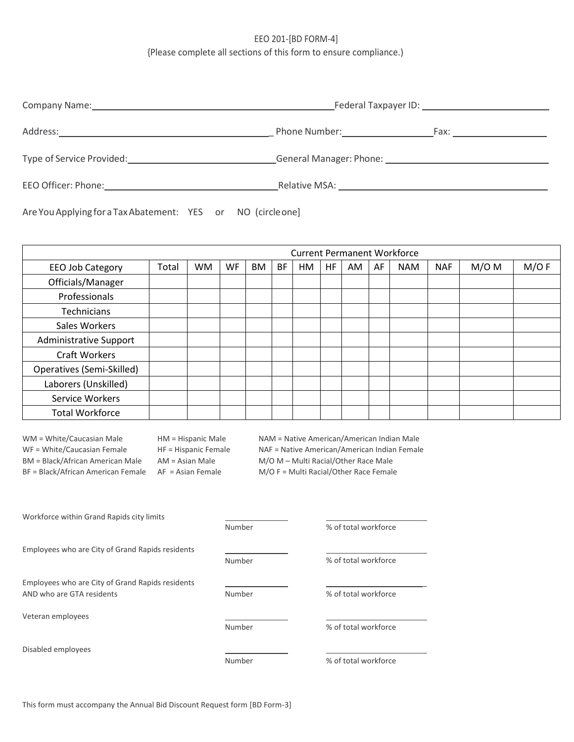EEO 201-[BD FORM-4]
{Please complete all sections of this form to ensure compliance.)

Company Name: ______________________________ Federal Taxpayer ID: ______________

Address: ______________________________ Phone Number: ______________ Fax: ______________

Type of Service Provided: ______________________________ General Manager: Phone: ______________________________

EEO Officer: Phone: ______________________________ Relative MSA: ______________________________

Are You Applying for a Tax Abatement: YES or NO (circle one]

| | Current Permanent Workforce | | | | | | | | | | | | |
|---|---|---|---|---|---|---|---|---|---|---|---|---|---|
| EEO Job Category | Total | WM | WF | BM | BF | HM | HF | AM | AF | NAM | NAF | M/O M | M/O F |
| Officials/Manager | | | | | | | | | | | | | |
| Professionals | | | | | | | | | | | | | |
| Technicians | | | | | | | | | | | | | |
| Sales Workers | | | | | | | | | | | | | |
| Administrative Support | | | | | | | | | | | | | |
| Craft Workers | | | | | | | | | | | | | |
| Operatives (Semi-Skilled) | | | | | | | | | | | | | |
| Laborers (Unskilled) | | | | | | | | | | | | | |
| Service Workers | | | | | | | | | | | | | |
| Total Workforce | | | | | | | | | | | | | |

WM = White/Caucasian Male
WF = White/Caucasian Female
BM = Black/African American Male
BF = Black/African American Female
HM = Hispanic Male
HF = Hispanic Female
AM = Asian Male
AF = Asian Female
NAM = Native American/American Indian Male
NAF = Native American/American Indian Female
M/O M – Multi Racial/Other Race Male
M/O F = Multi Racial/Other Race Female

Workforce within Grand Rapids city limits ______ Number ______ % of total workforce

Employees who are City of Grand Rapids residents ______ Number ______ % of total workforce

Employees who are City of Grand Rapids residents AND who are GTA residents ______ Number ______ % of total workforce

Veteran employees ______ Number ______ % of total workforce

Disabled employees ______ Number ______ % of total workforce

This form must accompany the Annual Bid Discount Request form [BD Form-3]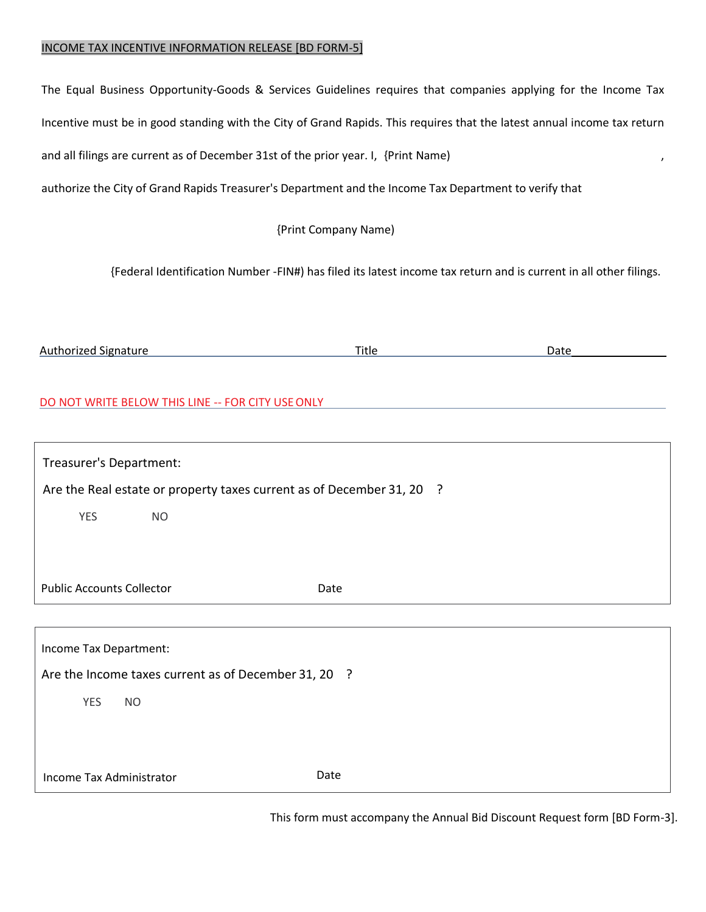## INCOME TAX INCENTIVE INFORMATION RELEASE [BD FORM-5]

The Equal Business Opportunity-Goods & Services Guidelines requires that companies applying for the Income Tax Incentive must be in good standing with the City of Grand Rapids. This requires that the latest annual income tax return and all filings are current as of December 31st of the prior year. I, {Print Name) ____________________________________________,

authorize the City of Grand Rapids Treasurer's Department and the Income Tax Department to verify that

{Print Company Name)

{Federal Identification Number -FIN#) has filed its latest income tax return and is current in all other filings.

Authorized Signature ______________________ Title ______________________ Date ______________

DO NOT WRITE BELOW THIS LINE -- FOR CITY USE ONLY

---

Treasurer's Department:

Are the Real estate or property taxes current as of December 31, 20 ?

YES NO

Public Accounts Collector Date

---

Income Tax Department:

Are the Income taxes current as of December 31, 20 ?

YES NO

Income Tax Administrator Date

---

This form must accompany the Annual Bid Discount Request form [BD Form-3].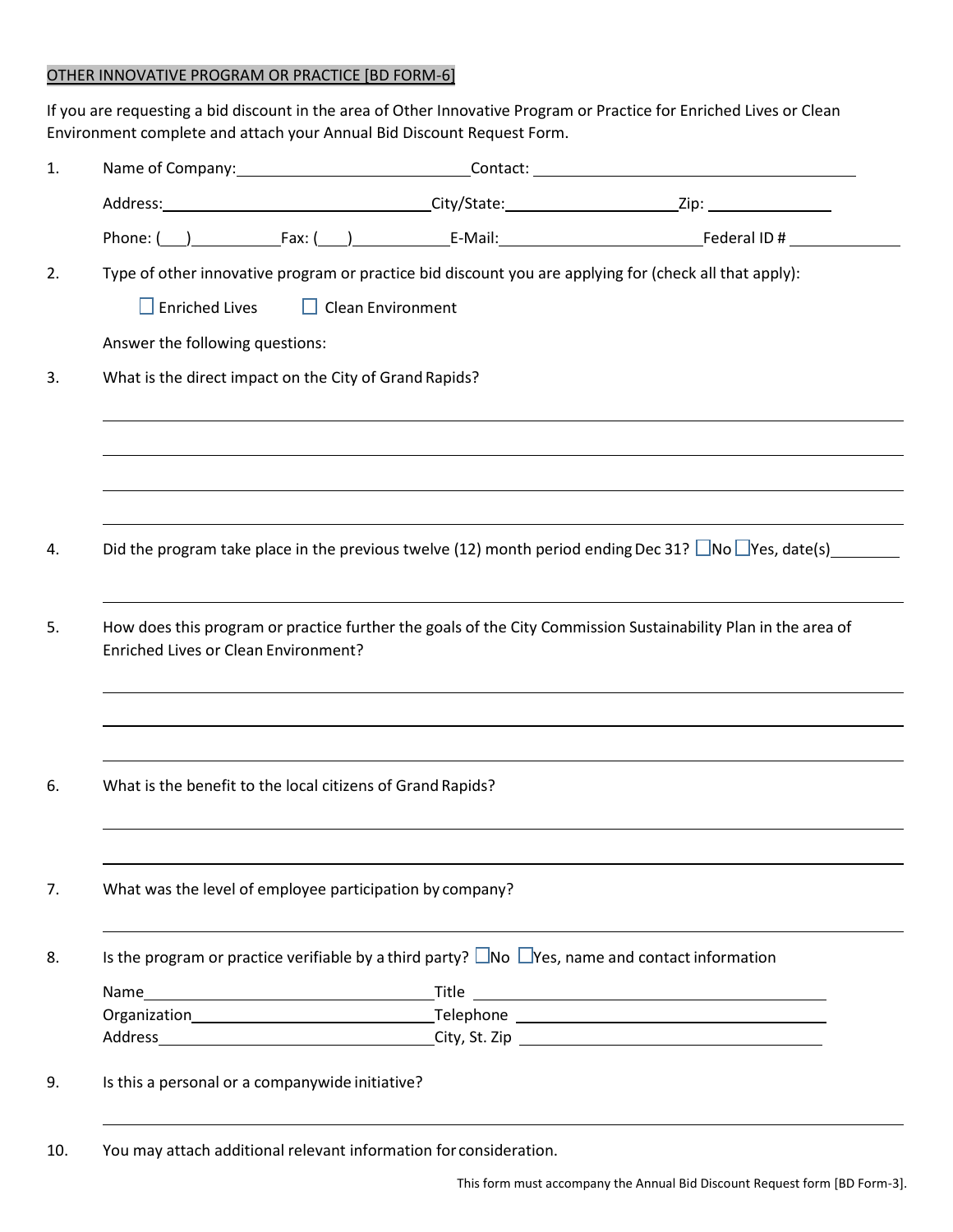OTHER INNOVATIVE PROGRAM OR PRACTICE [BD FORM-6]

If you are requesting a bid discount in the area of Other Innovative Program or Practice for Enriched Lives or Clean Environment complete and attach your Annual Bid Discount Request Form.

1. Name of Company:\_\_\_\_\_\_\_\_\_\_\_\_\_\_\_\_\_\_\_\_ Contact: \_\_\_\_\_\_\_\_\_\_\_\_\_\_\_\_\_\_\_\_

   Address:\_\_\_\_\_\_\_\_\_\_\_\_\_\_\_\_\_\_\_\_ City/State:\_\_\_\_\_\_\_\_\_\_\_\_\_\_\_ Zip: \_\_\_\_\_\_\_\_\_\_

   Phone: (\_\_\_)\_\_\_\_\_\_\_\_ Fax: (\_\_\_)\_\_\_\_\_\_\_\_ E-Mail:\_\_\_\_\_\_\_\_\_\_\_\_\_\_\_ Federal ID # \_\_\_\_\_\_\_\_\_\_

2. Type of other innovative program or practice bid discount you are applying for (check all that apply):

   ☐ Enriched Lives ☐ Clean Environment

   Answer the following questions:

3. What is the direct impact on the City of Grand Rapids?

   \_\_\_\_\_\_\_\_\_\_\_\_\_\_\_\_\_\_\_\_\_\_\_\_\_\_\_\_\_\_\_\_\_\_\_\_\_\_\_\_

   \_\_\_\_\_\_\_\_\_\_\_\_\_\_\_\_\_\_\_\_\_\_\_\_\_\_\_\_\_\_\_\_\_\_\_\_\_\_\_\_

   \_\_\_\_\_\_\_\_\_\_\_\_\_\_\_\_\_\_\_\_\_\_\_\_\_\_\_\_\_\_\_\_\_\_\_\_\_\_\_\_

   \_\_\_\_\_\_\_\_\_\_\_\_\_\_\_\_\_\_\_\_\_\_\_\_\_\_\_\_\_\_\_\_\_\_\_\_\_\_\_\_

4. Did the program take place in the previous twelve (12) month period ending Dec 31? ☐No ☐Yes, date(s)\_\_\_\_\_\_\_\_

   \_\_\_\_\_\_\_\_\_\_\_\_\_\_\_\_\_\_\_\_\_\_\_\_\_\_\_\_\_\_\_\_\_\_\_\_\_\_\_\_

5. How does this program or practice further the goals of the City Commission Sustainability Plan in the area of Enriched Lives or Clean Environment?

   \_\_\_\_\_\_\_\_\_\_\_\_\_\_\_\_\_\_\_\_\_\_\_\_\_\_\_\_\_\_\_\_\_\_\_\_\_\_\_\_

   \_\_\_\_\_\_\_\_\_\_\_\_\_\_\_\_\_\_\_\_\_\_\_\_\_\_\_\_\_\_\_\_\_\_\_\_\_\_\_\_

   \_\_\_\_\_\_\_\_\_\_\_\_\_\_\_\_\_\_\_\_\_\_\_\_\_\_\_\_\_\_\_\_\_\_\_\_\_\_\_\_

6. What is the benefit to the local citizens of Grand Rapids?

   \_\_\_\_\_\_\_\_\_\_\_\_\_\_\_\_\_\_\_\_\_\_\_\_\_\_\_\_\_\_\_\_\_\_\_\_\_\_\_\_

   \_\_\_\_\_\_\_\_\_\_\_\_\_\_\_\_\_\_\_\_\_\_\_\_\_\_\_\_\_\_\_\_\_\_\_\_\_\_\_\_

7. What was the level of employee participation by company?

   \_\_\_\_\_\_\_\_\_\_\_\_\_\_\_\_\_\_\_\_\_\_\_\_\_\_\_\_\_\_\_\_\_\_\_\_\_\_\_\_

8. Is the program or practice verifiable by a third party? ☐No ☐Yes, name and contact information

   Name\_\_\_\_\_\_\_\_\_\_\_\_\_\_\_\_\_\_\_\_ Title \_\_\_\_\_\_\_\_\_\_\_\_\_\_\_\_\_\_\_\_

   Organization\_\_\_\_\_\_\_\_\_\_\_\_\_\_\_\_\_\_\_\_ Telephone \_\_\_\_\_\_\_\_\_\_\_\_\_\_\_\_\_\_\_\_

   Address\_\_\_\_\_\_\_\_\_\_\_\_\_\_\_\_\_\_\_\_ City, St. Zip \_\_\_\_\_\_\_\_\_\_\_\_\_\_\_\_\_\_\_\_

9. Is this a personal or a companywide initiative?

   \_\_\_\_\_\_\_\_\_\_\_\_\_\_\_\_\_\_\_\_\_\_\_\_\_\_\_\_\_\_\_\_\_\_\_\_\_\_\_\_

10. You may attach additional relevant information for consideration.

This form must accompany the Annual Bid Discount Request form [BD Form-3].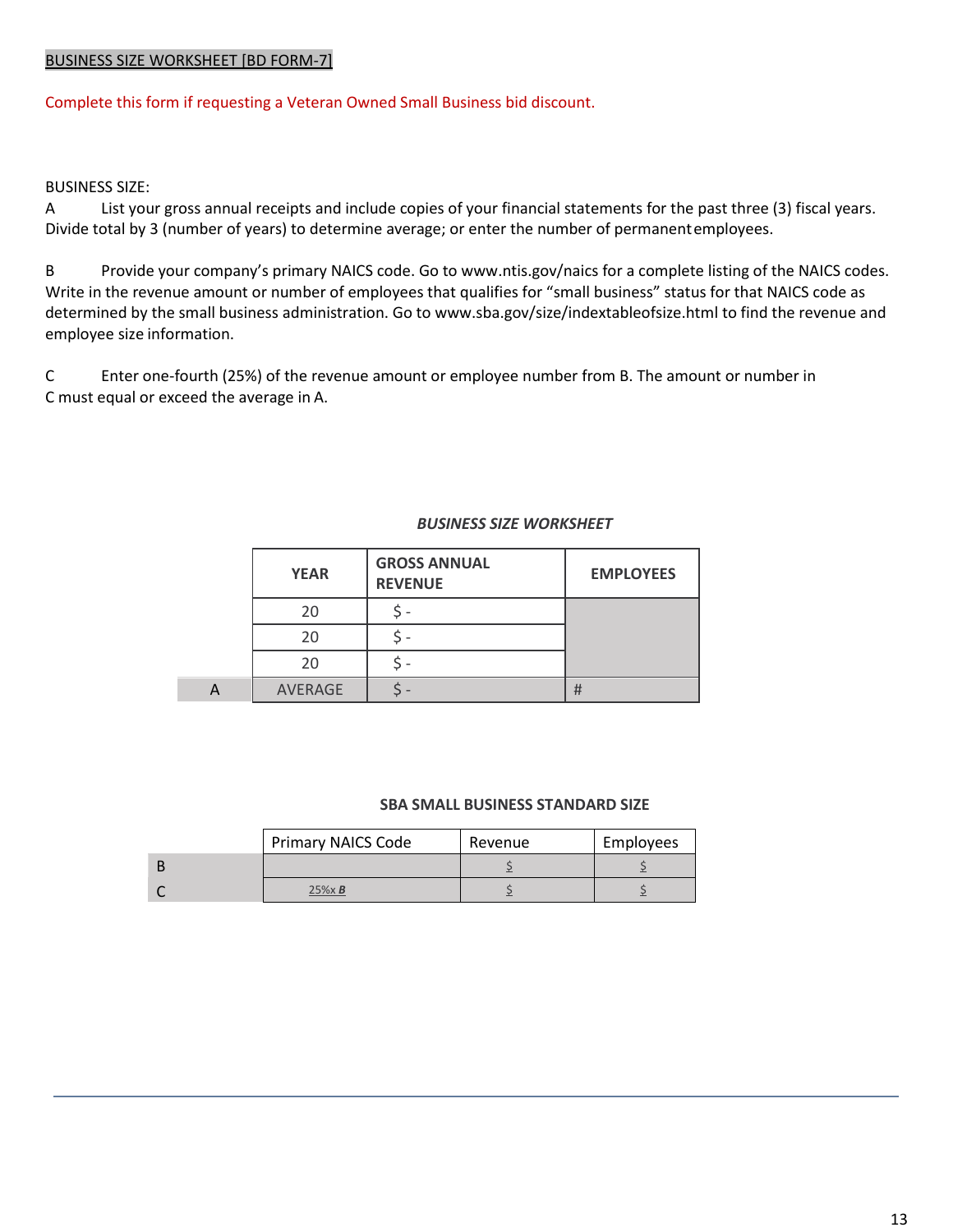BUSINESS SIZE WORKSHEET [BD FORM-7]

Complete this form if requesting a Veteran Owned Small Business bid discount.

BUSINESS SIZE:

A List your gross annual receipts and include copies of your financial statements for the past three (3) fiscal years. Divide total by 3 (number of years) to determine average; or enter the number of permanent employees.

B Provide your company's primary NAICS code. Go to www.ntis.gov/naics for a complete listing of the NAICS codes. Write in the revenue amount or number of employees that qualifies for "small business" status for that NAICS code as determined by the small business administration. Go to www.sba.gov/size/indextableofsize.html to find the revenue and employee size information.

C Enter one-fourth (25%) of the revenue amount or employee number from B. The amount or number in C must equal or exceed the average in A.

***BUSINESS SIZE WORKSHEET***

| | YEAR | GROSS ANNUAL REVENUE | EMPLOYEES |
|---|---|---|---|
| | 20 | $ - | |
| | 20 | $ - | |
| | 20 | $ - | |
| A | AVERAGE | $ - | # |

**SBA SMALL BUSINESS STANDARD SIZE**

| | Primary NAICS Code | Revenue | Employees |
|---|---|---|---|
| B | | $ | $ |
| C | 25%x ***B*** | $ | $ |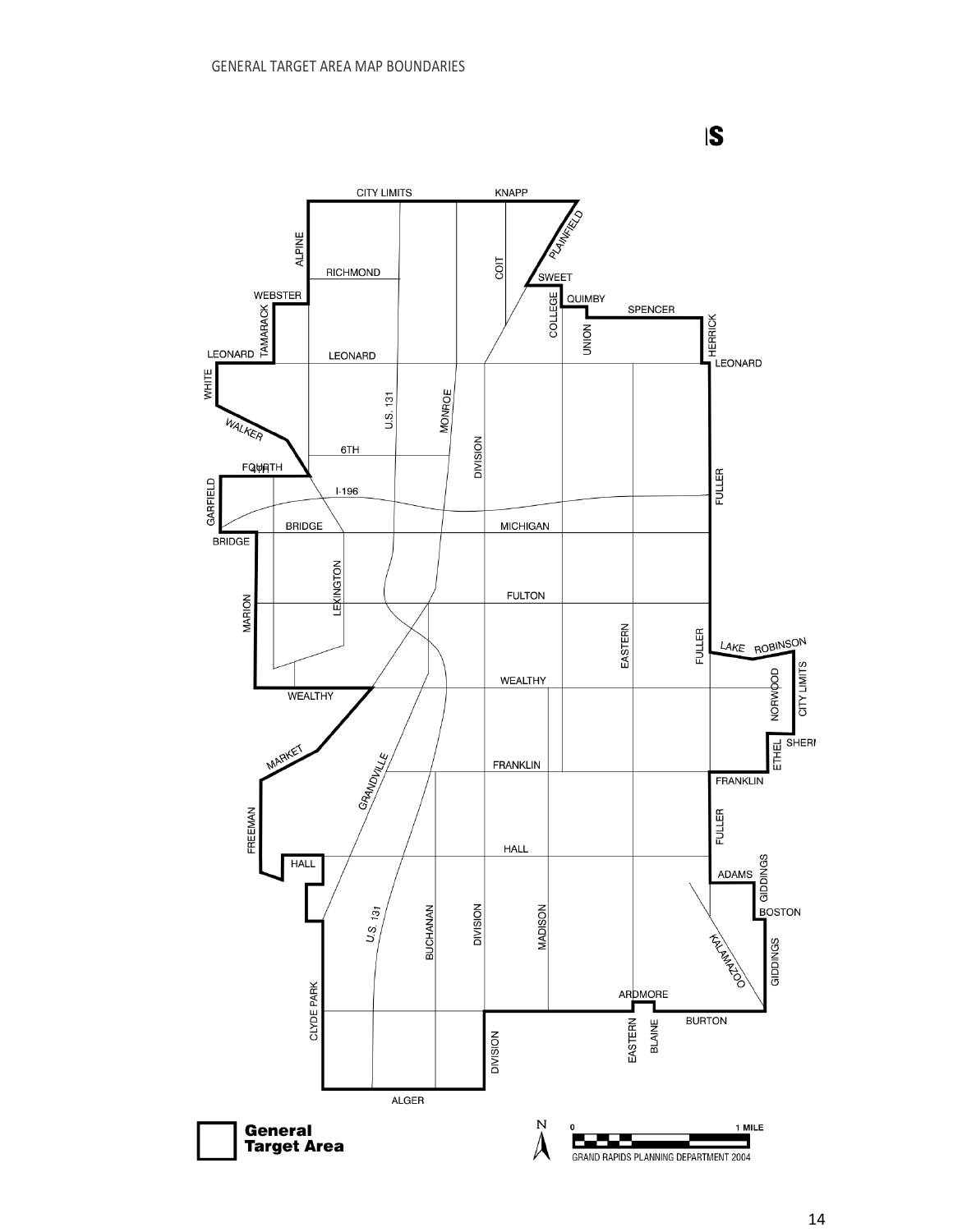GENERAL TARGET AREA MAP BOUNDARIES

CITY LIMITS
KNAPP
PLAINFIELD
ALPINE
RICHMOND
COIT
SWEET
WEBSTER
QUIMBY
SPENCER
TAMARACK
COLLEGE
UNION
HERRICK
LEONARD
LEONARD
LEONARD
WHITE
U.S. 131
MONROE
WALKER
DIVISION
6TH
FOURTH
FULLER
GARFIELD
I-196
BRIDGE
MICHIGAN
BRIDGE
LEXINGTON
FULTON
MARION
EASTERN
FULLER
LAKE
ROBINSON
WEALTHY
NORWOOD
CITY LIMITS
WEALTHY
ETHEL
SHERI
MARKET
GRANDVILLE
FRANKLIN
FRANKLIN
FREEMAN
FULLER
HALL
HALL
GIDDINGS
ADAMS
BOSTON
U.S. 131
BUCHANAN
DIVISION
MADISON
KALAMAZOO
GIDDINGS
ARDMORE
CLYDE PARK
BURTON
DIVISION
EASTERN
BLAINE
ALGER

General Target Area

N
0
1 MILE
GRAND RAPIDS PLANNING DEPARTMENT 2004